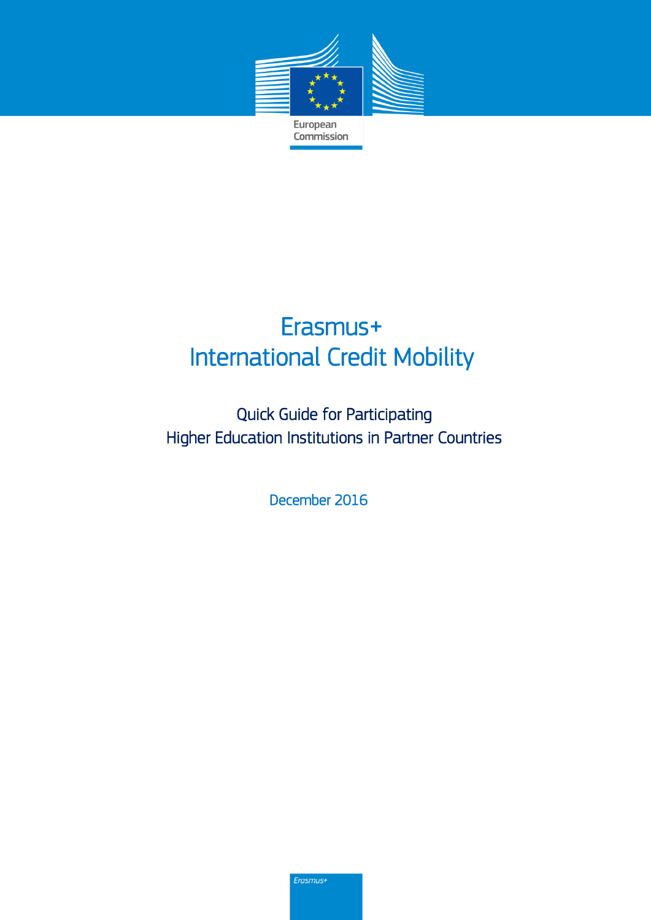European Commission

# Erasmus+
# International Credit Mobility

## Quick Guide for Participating Higher Education Institutions in Partner Countries

December 2016

Erasmus+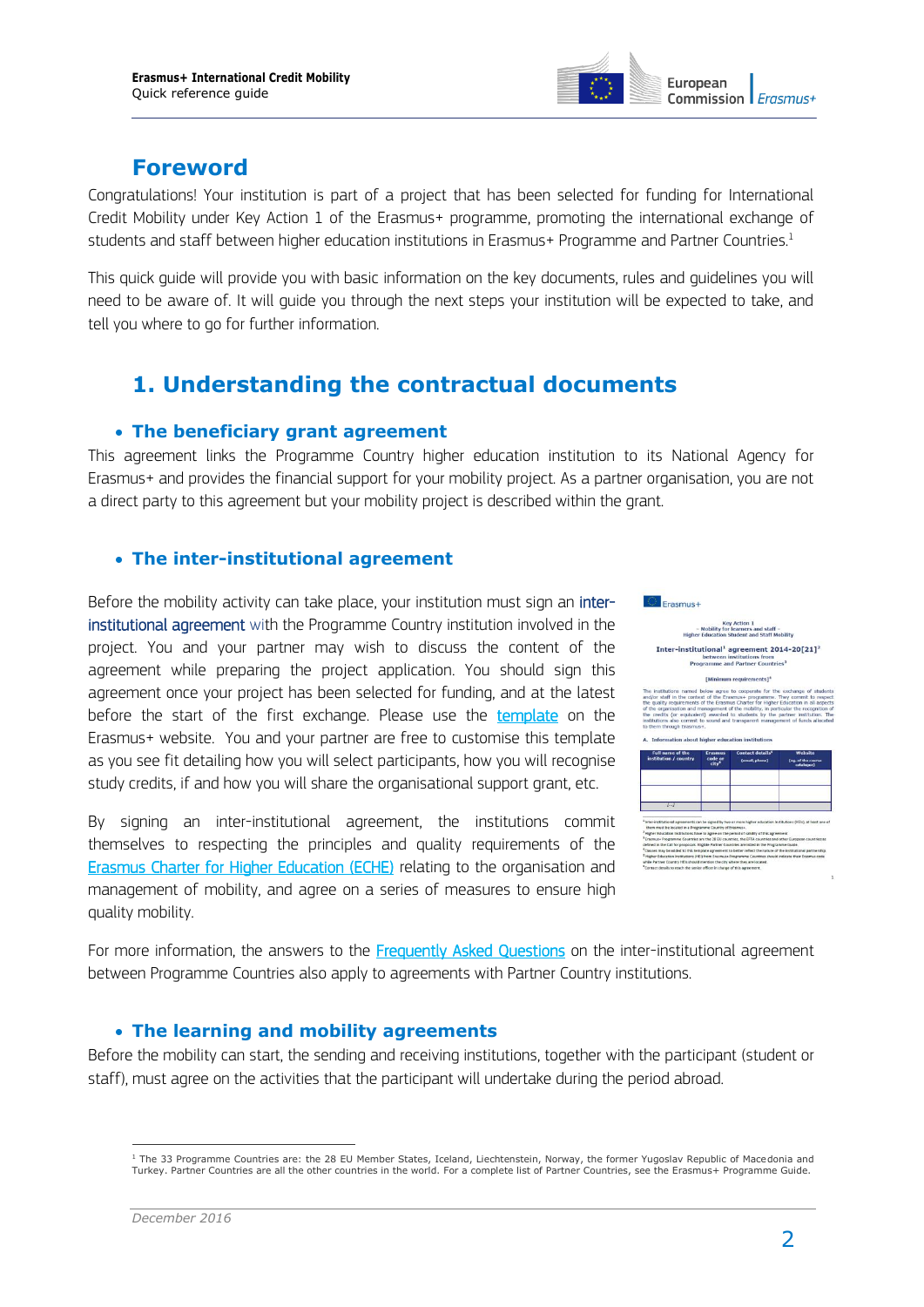# Foreword

Congratulations! Your institution is part of a project that has been selected for funding for International Credit Mobility under Key Action 1 of the Erasmus+ programme, promoting the international exchange of students and staff between higher education institutions in Erasmus+ Programme and Partner Countries.[1]

This quick guide will provide you with basic information on the key documents, rules and guidelines you will need to be aware of. It will guide you through the next steps your institution will be expected to take, and tell you where to go for further information.

# 1. Understanding the contractual documents

## • The beneficiary grant agreement

This agreement links the Programme Country higher education institution to its National Agency for Erasmus+ and provides the financial support for your mobility project. As a partner organisation, you are not a direct party to this agreement but your mobility project is described within the grant.

## • The inter-institutional agreement

Before the mobility activity can take place, your institution must sign an inter-institutional agreement with the Programme Country institution involved in the project. You and your partner may wish to discuss the content of the agreement while preparing the project application. You should sign this agreement once your project has been selected for funding, and at the latest before the start of the first exchange. Please use the template on the Erasmus+ website. You and your partner are free to customise this template as you see fit detailing how you will select participants, how you will recognise study credits, if and how you will share the organisational support grant, etc.

By signing an inter-institutional agreement, the institutions commit themselves to respecting the principles and quality requirements of the Erasmus Charter for Higher Education (ECHE) relating to the organisation and management of mobility, and agree on a series of measures to ensure high quality mobility.

For more information, the answers to the Frequently Asked Questions on the inter-institutional agreement between Programme Countries also apply to agreements with Partner Country institutions.

## • The learning and mobility agreements

Before the mobility can start, the sending and receiving institutions, together with the participant (student or staff), must agree on the activities that the participant will undertake during the period abroad.

---

[1] The 33 Programme Countries are: the 28 EU Member States, Iceland, Liechtenstein, Norway, the former Yugoslav Republic of Macedonia and Turkey. Partner Countries are all the other countries in the world. For a complete list of Partner Countries, see the Erasmus+ Programme Guide.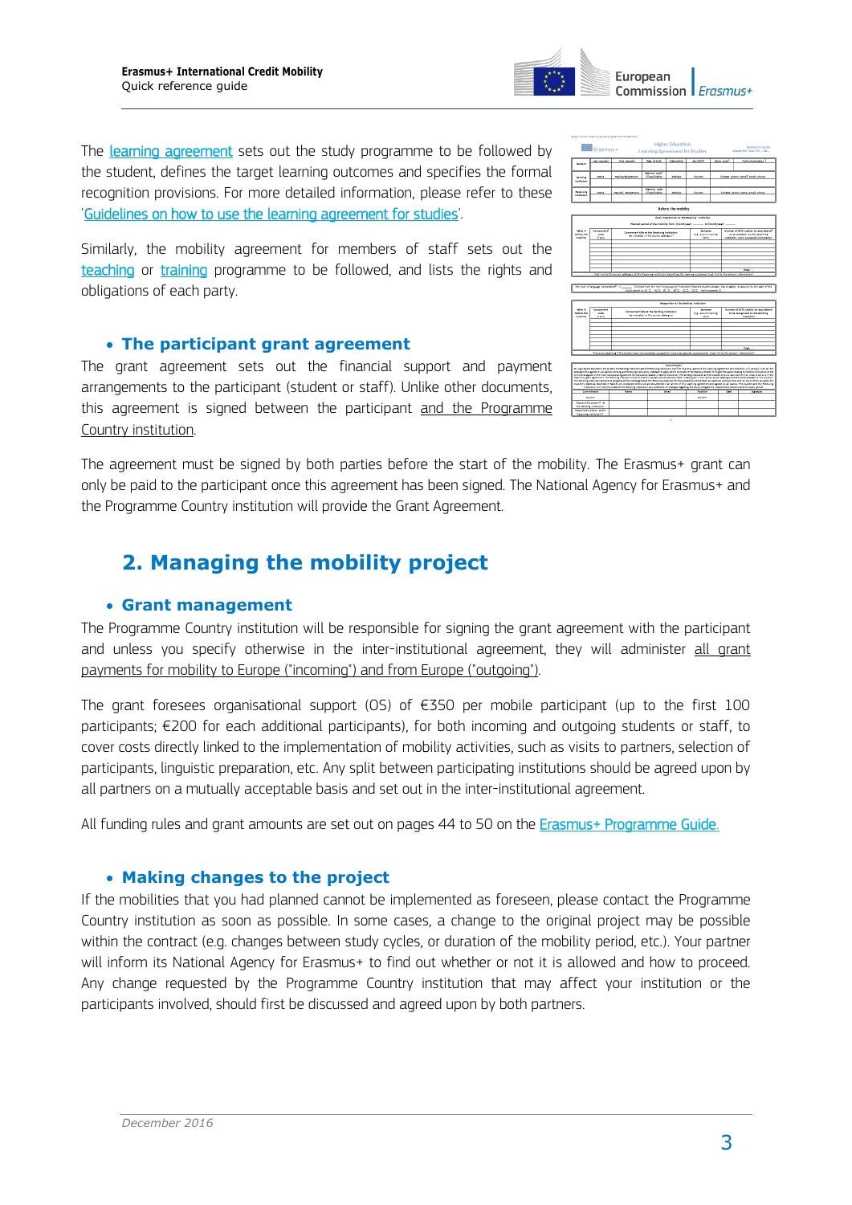The learning agreement sets out the study programme to be followed by the student, defines the target learning outcomes and specifies the formal recognition provisions. For more detailed information, please refer to these 'Guidelines on how to use the learning agreement for studies'.

Similarly, the mobility agreement for members of staff sets out the teaching or training programme to be followed, and lists the rights and obligations of each party.

- **The participant grant agreement**

The grant agreement sets out the financial support and payment arrangements to the participant (student or staff). Unlike other documents, this agreement is signed between the participant and the Programme Country institution.

The agreement must be signed by both parties before the start of the mobility. The Erasmus+ grant can only be paid to the participant once this agreement has been signed. The National Agency for Erasmus+ and the Programme Country institution will provide the Grant Agreement.

## 2. Managing the mobility project

- **Grant management**

The Programme Country institution will be responsible for signing the grant agreement with the participant and unless you specify otherwise in the inter-institutional agreement, they will administer all grant payments for mobility to Europe ("incoming") and from Europe ("outgoing").

The grant foresees organisational support (OS) of €350 per mobile participant (up to the first 100 participants; €200 for each additional participants), for both incoming and outgoing students or staff, to cover costs directly linked to the implementation of mobility activities, such as visits to partners, selection of participants, linguistic preparation, etc. Any split between participating institutions should be agreed upon by all partners on a mutually acceptable basis and set out in the inter-institutional agreement.

All funding rules and grant amounts are set out on pages 44 to 50 on the Erasmus+ Programme Guide.

- **Making changes to the project**

If the mobilities that you had planned cannot be implemented as foreseen, please contact the Programme Country institution as soon as possible. In some cases, a change to the original project may be possible within the contract (e.g. changes between study cycles, or duration of the mobility period, etc.). Your partner will inform its National Agency for Erasmus+ to find out whether or not it is allowed and how to proceed. Any change requested by the Programme Country institution that may affect your institution or the participants involved, should first be discussed and agreed upon by both partners.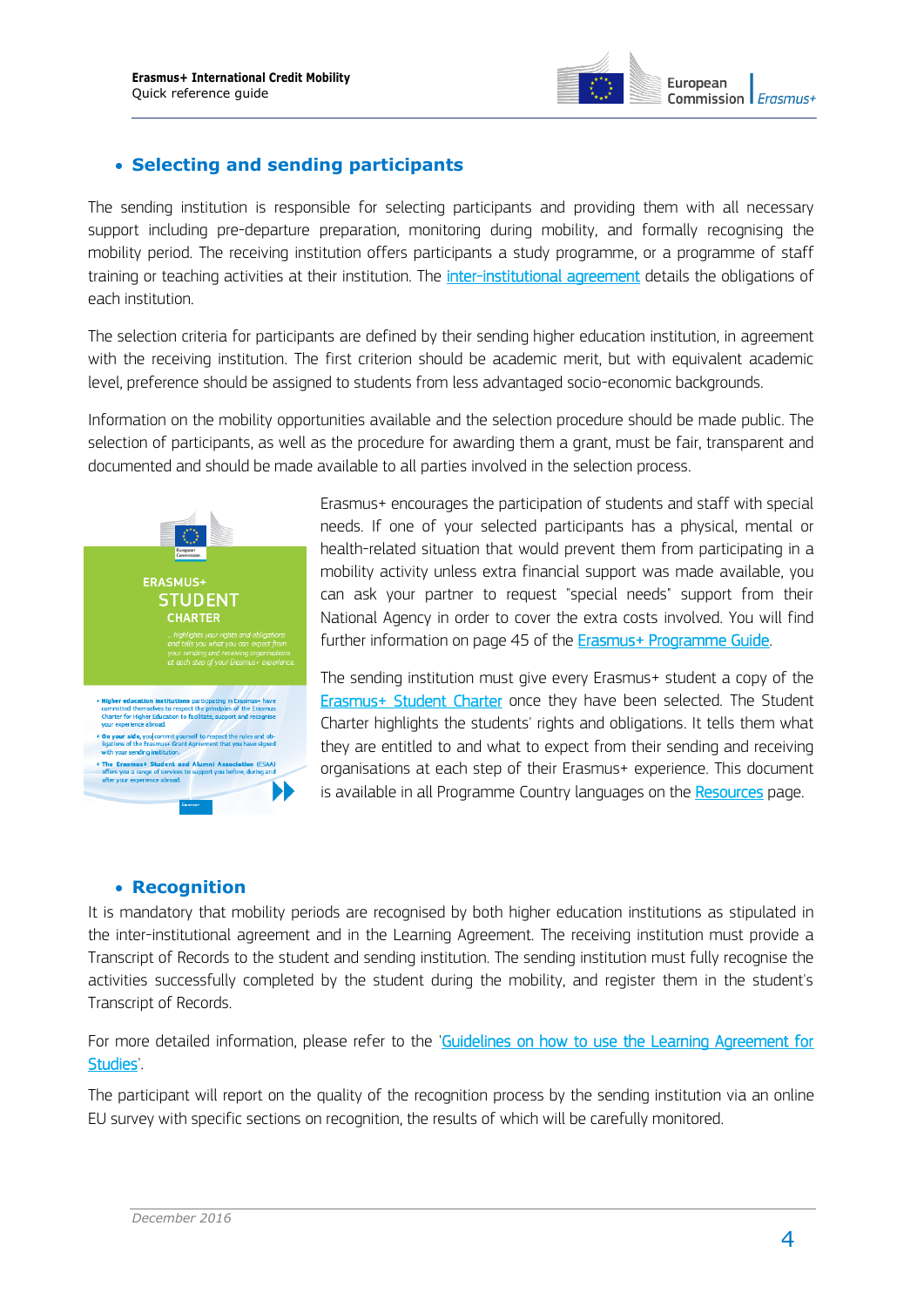- ## Selecting and sending participants

The sending institution is responsible for selecting participants and providing them with all necessary support including pre-departure preparation, monitoring during mobility, and formally recognising the mobility period. The receiving institution offers participants a study programme, or a programme of staff training or teaching activities at their institution. The inter-institutional agreement details the obligations of each institution.

The selection criteria for participants are defined by their sending higher education institution, in agreement with the receiving institution. The first criterion should be academic merit, but with equivalent academic level, preference should be assigned to students from less advantaged socio-economic backgrounds.

Information on the mobility opportunities available and the selection procedure should be made public. The selection of participants, as well as the procedure for awarding them a grant, must be fair, transparent and documented and should be made available to all parties involved in the selection process.

Erasmus+ encourages the participation of students and staff with special needs. If one of your selected participants has a physical, mental or health-related situation that would prevent them from participating in a mobility activity unless extra financial support was made available, you can ask your partner to request "special needs" support from their National Agency in order to cover the extra costs involved. You will find further information on page 45 of the Erasmus+ Programme Guide.

The sending institution must give every Erasmus+ student a copy of the Erasmus+ Student Charter once they have been selected. The Student Charter highlights the students' rights and obligations. It tells them what they are entitled to and what to expect from their sending and receiving organisations at each step of their Erasmus+ experience. This document is available in all Programme Country languages on the Resources page.

- ## Recognition

It is mandatory that mobility periods are recognised by both higher education institutions as stipulated in the inter-institutional agreement and in the Learning Agreement. The receiving institution must provide a Transcript of Records to the student and sending institution. The sending institution must fully recognise the activities successfully completed by the student during the mobility, and register them in the student's Transcript of Records.

For more detailed information, please refer to the 'Guidelines on how to use the Learning Agreement for Studies'.

The participant will report on the quality of the recognition process by the sending institution via an online EU survey with specific sections on recognition, the results of which will be carefully monitored.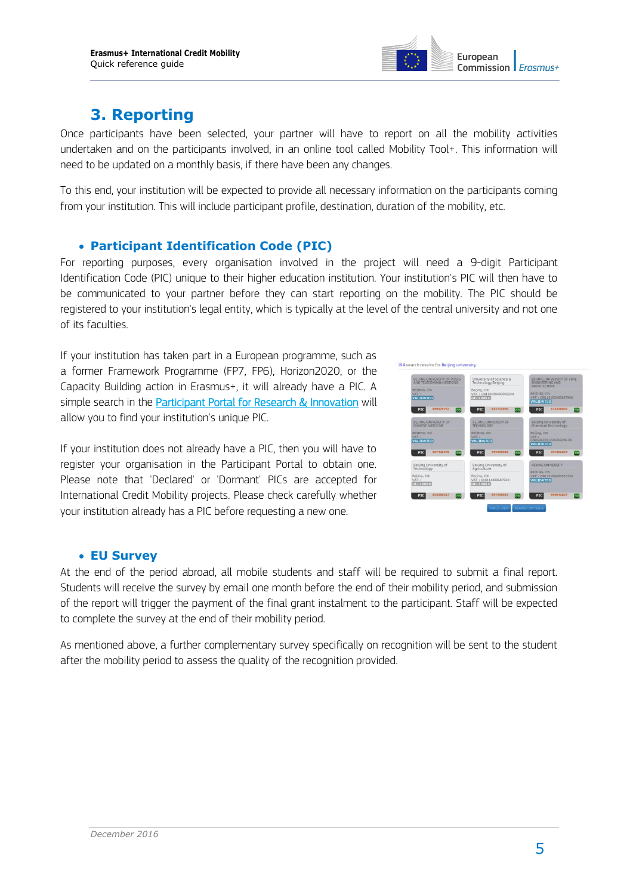## 3. Reporting

Once participants have been selected, your partner will have to report on all the mobility activities undertaken and on the participants involved, in an online tool called Mobility Tool+. This information will need to be updated on a monthly basis, if there have been any changes.

To this end, your institution will be expected to provide all necessary information on the participants coming from your institution. This will include participant profile, destination, duration of the mobility, etc.

### • Participant Identification Code (PIC)

For reporting purposes, every organisation involved in the project will need a 9-digit Participant Identification Code (PIC) unique to their higher education institution. Your institution's PIC will then have to be communicated to your partner before they can start reporting on the mobility. The PIC should be registered to your institution's legal entity, which is typically at the level of the central university and not one of its faculties.

If your institution has taken part in a European programme, such as a former Framework Programme (FP7, FP6), Horizon2020, or the Capacity Building action in Erasmus+, it will already have a PIC. A simple search in the Participant Portal for Research & Innovation will allow you to find your institution's unique PIC.

If your institution does not already have a PIC, then you will have to register your organisation in the Participant Portal to obtain one. Please note that 'Declared' or 'Dormant' PICs are accepted for International Credit Mobility projects. Please check carefully whether your institution already has a PIC before requesting a new one.

### • EU Survey

At the end of the period abroad, all mobile students and staff will be required to submit a final report. Students will receive the survey by email one month before the end of their mobility period, and submission of the report will trigger the payment of the final grant instalment to the participant. Staff will be expected to complete the survey at the end of their mobility period.

As mentioned above, a further complementary survey specifically on recognition will be sent to the student after the mobility period to assess the quality of the recognition provided.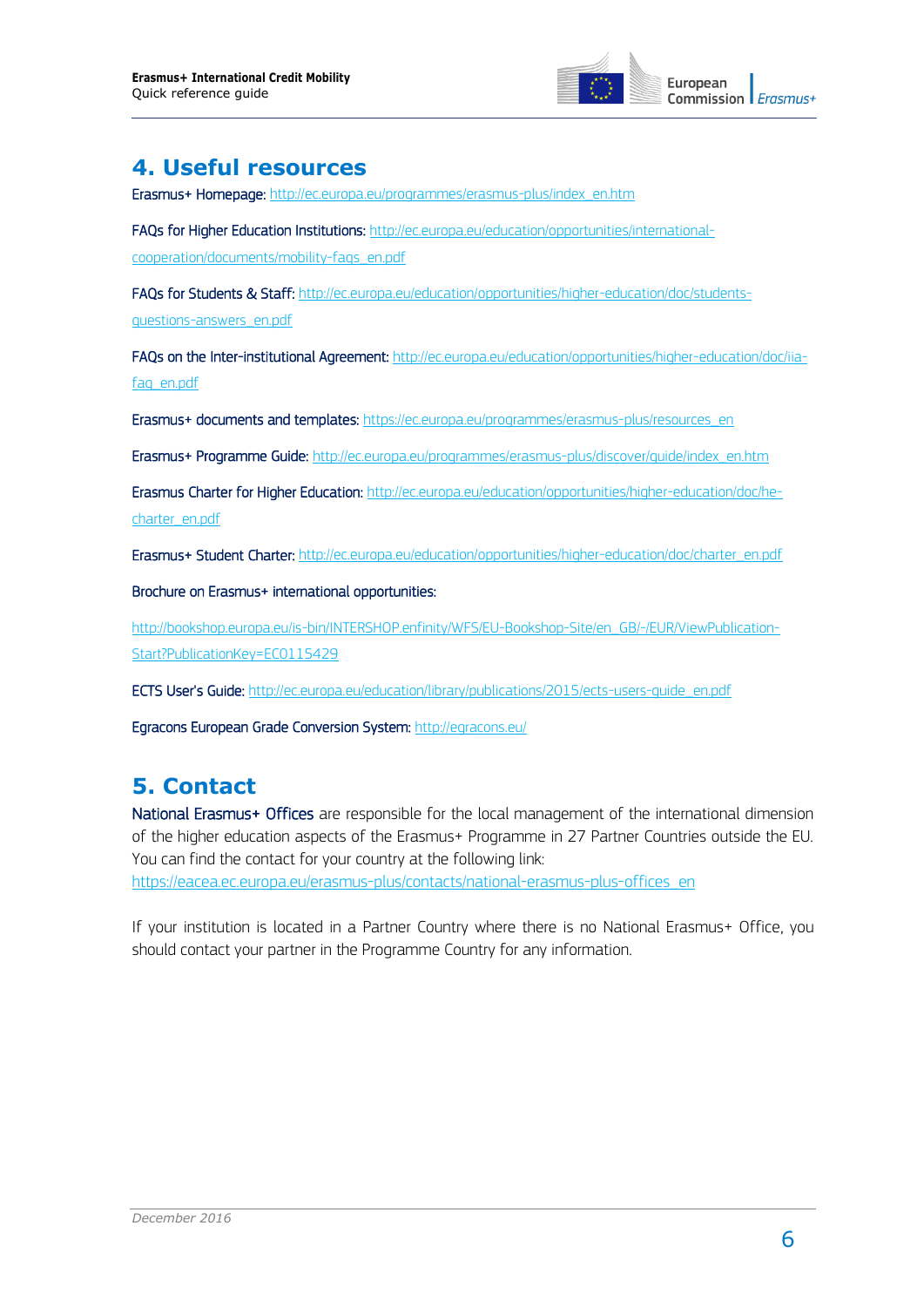## 4. Useful resources

Erasmus+ Homepage: http://ec.europa.eu/programmes/erasmus-plus/index_en.htm

FAQs for Higher Education Institutions: http://ec.europa.eu/education/opportunities/international-cooperation/documents/mobility-faqs_en.pdf

FAQs for Students & Staff: http://ec.europa.eu/education/opportunities/higher-education/doc/students-questions-answers_en.pdf

FAQs on the Inter-institutional Agreement: http://ec.europa.eu/education/opportunities/higher-education/doc/iia-faq_en.pdf

Erasmus+ documents and templates: https://ec.europa.eu/programmes/erasmus-plus/resources_en

Erasmus+ Programme Guide: http://ec.europa.eu/programmes/erasmus-plus/discover/guide/index_en.htm

Erasmus Charter for Higher Education: http://ec.europa.eu/education/opportunities/higher-education/doc/he-charter_en.pdf

Erasmus+ Student Charter: http://ec.europa.eu/education/opportunities/higher-education/doc/charter_en.pdf

Brochure on Erasmus+ international opportunities:

http://bookshop.europa.eu/is-bin/INTERSHOP.enfinity/WFS/EU-Bookshop-Site/en_GB/-/EUR/ViewPublication-Start?PublicationKey=EC0115429

ECTS User's Guide: http://ec.europa.eu/education/library/publications/2015/ects-users-guide_en.pdf

Egracons European Grade Conversion System: http://egracons.eu/

## 5. Contact

National Erasmus+ Offices are responsible for the local management of the international dimension of the higher education aspects of the Erasmus+ Programme in 27 Partner Countries outside the EU. You can find the contact for your country at the following link:
https://eacea.ec.europa.eu/erasmus-plus/contacts/national-erasmus-plus-offices_en

If your institution is located in a Partner Country where there is no National Erasmus+ Office, you should contact your partner in the Programme Country for any information.

*December 2016*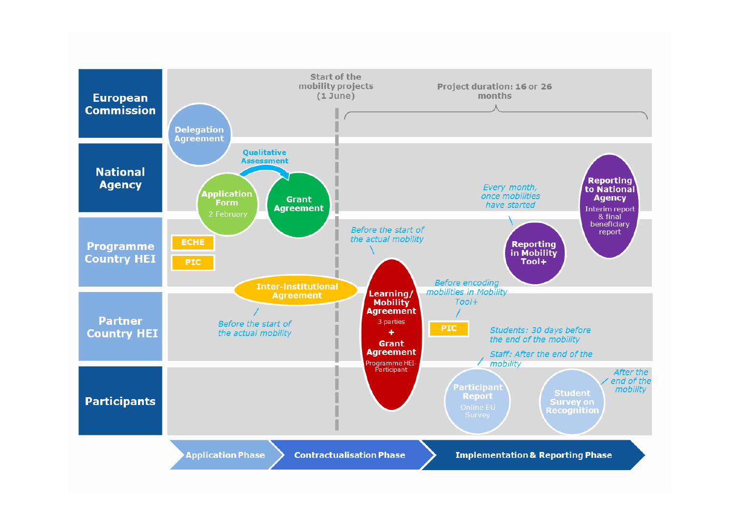European Commission

National Agency

Programme Country HEI

Partner Country HEI

Participants

Start of the mobility projects (1 June)

Project duration: 16 or 26 months

Delegation Agreement

Qualitative Assessment

Application Form
2 February

Grant Agreement

ECHE

PIC

Inter-institutional Agreement

Before the start of the actual mobility

Before the start of the actual mobility

Learning/ Mobility Agreement
3 parties
+
Grant Agreement
Programme HEI-Participant

Before encoding mobilities in Mobility Tool+

PIC

Every month, once mobilities have started

Reporting in Mobility Tool+

Reporting to National Agency
Interim report & final beneficiary report

Students: 30 days before the end of the mobility

Staff: After the end of the mobility

Participant Report
Online EU Survey

After the end of the mobility

Student Survey on Recognition

Application Phase

Contractualisation Phase

Implementation & Reporting Phase